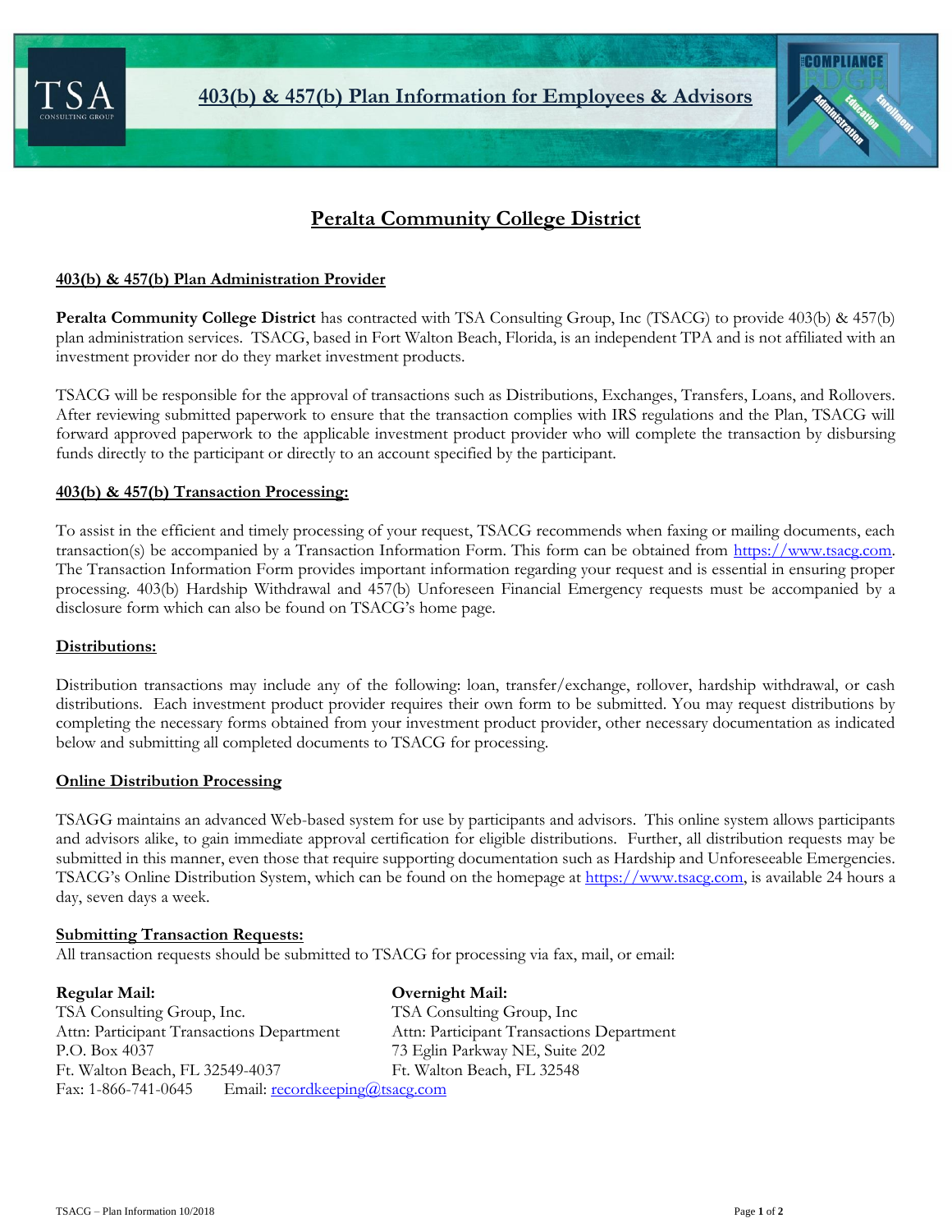# 403(b) & 457(b) Plan Information for Employees & Advisors

## Peralta Community College District

### 403(b) & 457(b) Plan Administration Provider

**Peralta Community College District** has contracted with TSA Consulting Group, Inc (TSACG) to provide 403(b) & 457(b) plan administration services. TSACG, based in Fort Walton Beach, Florida, is an independent TPA and is not affiliated with an investment provider nor do they market investment products.

TSACG will be responsible for the approval of transactions such as Distributions, Exchanges, Transfers, Loans, and Rollovers. After reviewing submitted paperwork to ensure that the transaction complies with IRS regulations and the Plan, TSACG will forward approved paperwork to the applicable investment product provider who will complete the transaction by disbursing funds directly to the participant or directly to an account specified by the participant.

### 403(b) & 457(b) Transaction Processing:

To assist in the efficient and timely processing of your request, TSACG recommends when faxing or mailing documents, each transaction(s) be accompanied by a Transaction Information Form. This form can be obtained from https://www.tsacg.com. The Transaction Information Form provides important information regarding your request and is essential in ensuring proper processing. 403(b) Hardship Withdrawal and 457(b) Unforeseen Financial Emergency requests must be accompanied by a disclosure form which can also be found on TSACG's home page.

### Distributions:

Distribution transactions may include any of the following: loan, transfer/exchange, rollover, hardship withdrawal, or cash distributions. Each investment product provider requires their own form to be submitted. You may request distributions by completing the necessary forms obtained from your investment product provider, other necessary documentation as indicated below and submitting all completed documents to TSACG for processing.

### Online Distribution Processing

TSAGG maintains an advanced Web-based system for use by participants and advisors. This online system allows participants and advisors alike, to gain immediate approval certification for eligible distributions. Further, all distribution requests may be submitted in this manner, even those that require supporting documentation such as Hardship and Unforeseeable Emergencies. TSACG's Online Distribution System, which can be found on the homepage at https://www.tsacg.com, is available 24 hours a day, seven days a week.

### Submitting Transaction Requests:

All transaction requests should be submitted to TSACG for processing via fax, mail, or email:

**Regular Mail:**
TSA Consulting Group, Inc.
Attn: Participant Transactions Department
P.O. Box 4037
Ft. Walton Beach, FL 32549-4037

**Overnight Mail:**
TSA Consulting Group, Inc
Attn: Participant Transactions Department
73 Eglin Parkway NE, Suite 202
Ft. Walton Beach, FL 32548

Fax: 1-866-741-0645 Email: recordkeeping@tsacg.com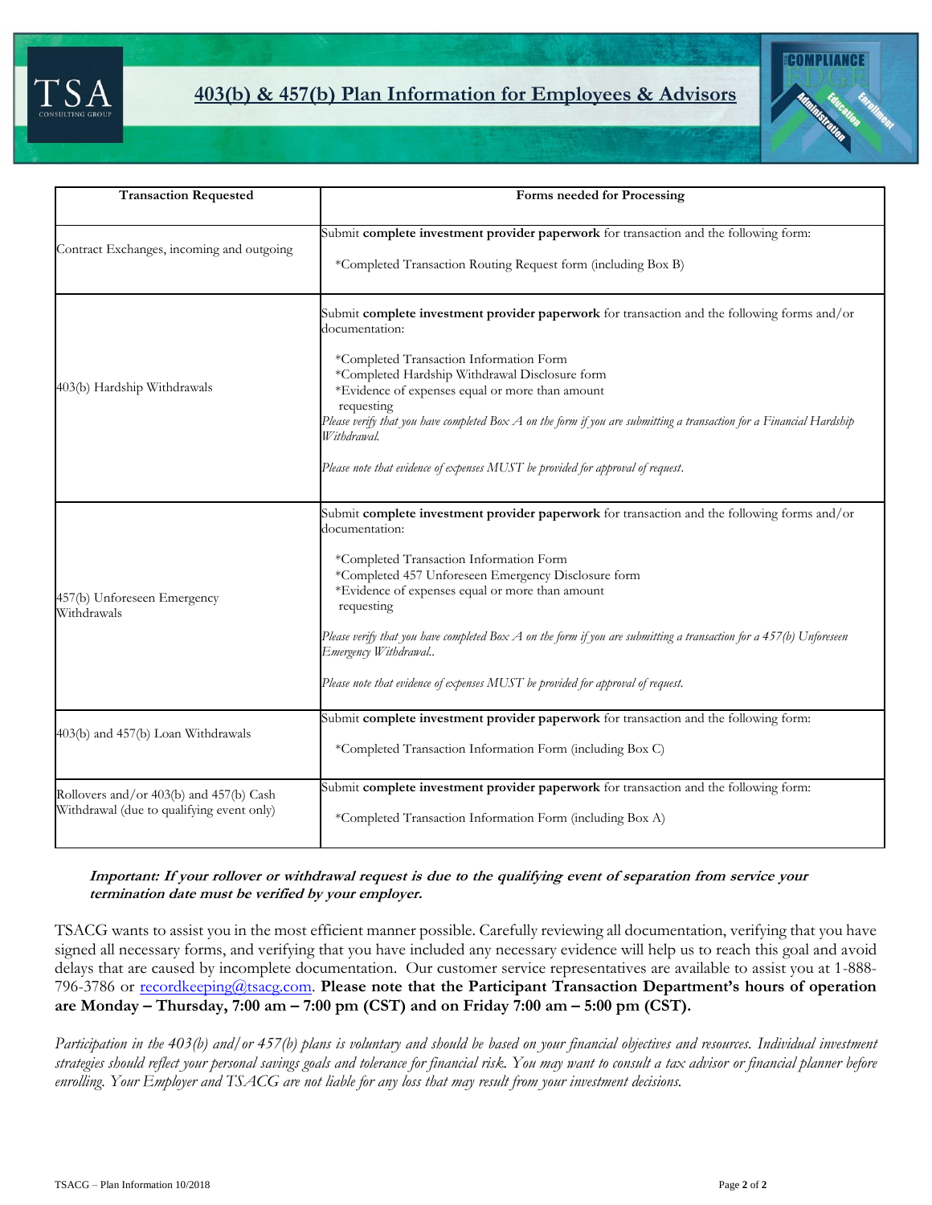# 403(b) & 457(b) Plan Information for Employees & Advisors

| Transaction Requested | Forms needed for Processing |
|---|---|
| Contract Exchanges, incoming and outgoing | Submit **complete investment provider paperwork** for transaction and the following form:<br><br>*Completed Transaction Routing Request form (including Box B) |
| 403(b) Hardship Withdrawals | Submit **complete investment provider paperwork** for transaction and the following forms and/or documentation:<br><br>*Completed Transaction Information Form<br>*Completed Hardship Withdrawal Disclosure form<br>*Evidence of expenses equal or more than amount requesting<br>*Please verify that you have completed Box A on the form if you are submitting a transaction for a Financial Hardship Withdrawal.*<br><br>*Please note that evidence of expenses MUST be provided for approval of request.* |
| 457(b) Unforeseen Emergency Withdrawals | Submit **complete investment provider paperwork** for transaction and the following forms and/or documentation:<br><br>*Completed Transaction Information Form<br>*Completed 457 Unforeseen Emergency Disclosure form<br>*Evidence of expenses equal or more than amount requesting<br><br>*Please verify that you have completed Box A on the form if you are submitting a transaction for a 457(b) Unforeseen Emergency Withdrawal..*<br><br>*Please note that evidence of expenses MUST be provided for approval of request.* |
| 403(b) and 457(b) Loan Withdrawals | Submit **complete investment provider paperwork** for transaction and the following form:<br><br>*Completed Transaction Information Form (including Box C) |
| Rollovers and/or 403(b) and 457(b) Cash Withdrawal (due to qualifying event only) | Submit **complete investment provider paperwork** for transaction and the following form:<br><br>*Completed Transaction Information Form (including Box A) |

***Important: If your rollover or withdrawal request is due to the qualifying event of separation from service your termination date must be verified by your employer.***

TSACG wants to assist you in the most efficient manner possible. Carefully reviewing all documentation, verifying that you have signed all necessary forms, and verifying that you have included any necessary evidence will help us to reach this goal and avoid delays that are caused by incomplete documentation. Our customer service representatives are available to assist you at 1-888-796-3786 or recordkeeping@tsacg.com. **Please note that the Participant Transaction Department's hours of operation are Monday – Thursday, 7:00 am – 7:00 pm (CST) and on Friday 7:00 am – 5:00 pm (CST).**

*Participation in the 403(b) and/or 457(b) plans is voluntary and should be based on your financial objectives and resources. Individual investment strategies should reflect your personal savings goals and tolerance for financial risk. You may want to consult a tax advisor or financial planner before enrolling. Your Employer and TSACG are not liable for any loss that may result from your investment decisions.*

TSACG – Plan Information 10/2018